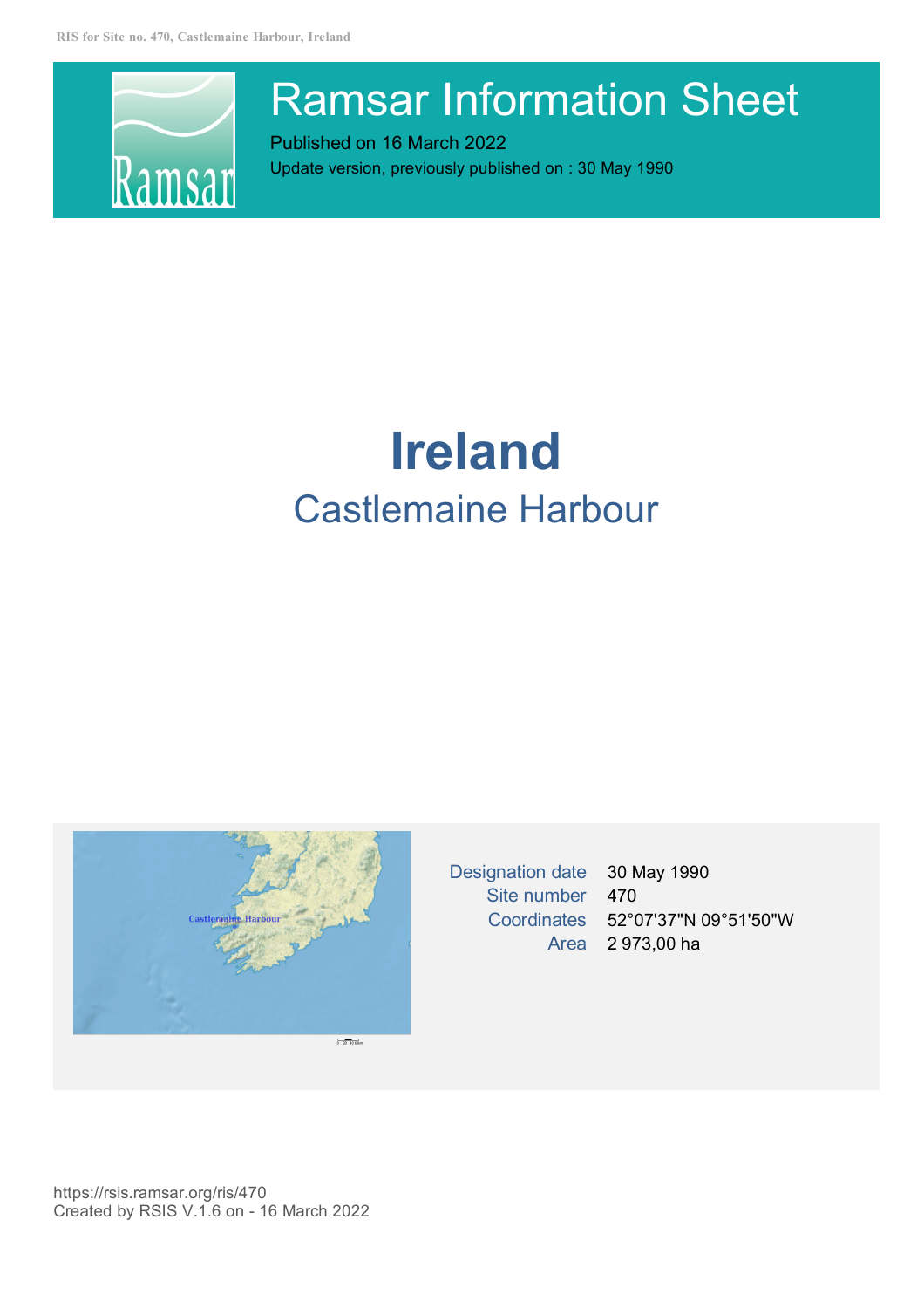# Ramsar Information Sheet

Published on 16 March 2022

Update version, previously published on : 30 May 1990

# Ireland

## Castlemaine Harbour

| | |
|---|---|
| Designation date | 30 May 1990 |
| Site number | 470 |
| Coordinates | 52°07'37"N 09°51'50"W |
| Area | 2 973,00 ha |

https://rsis.ramsar.org/ris/470

Created by RSIS V.1.6 on - 16 March 2022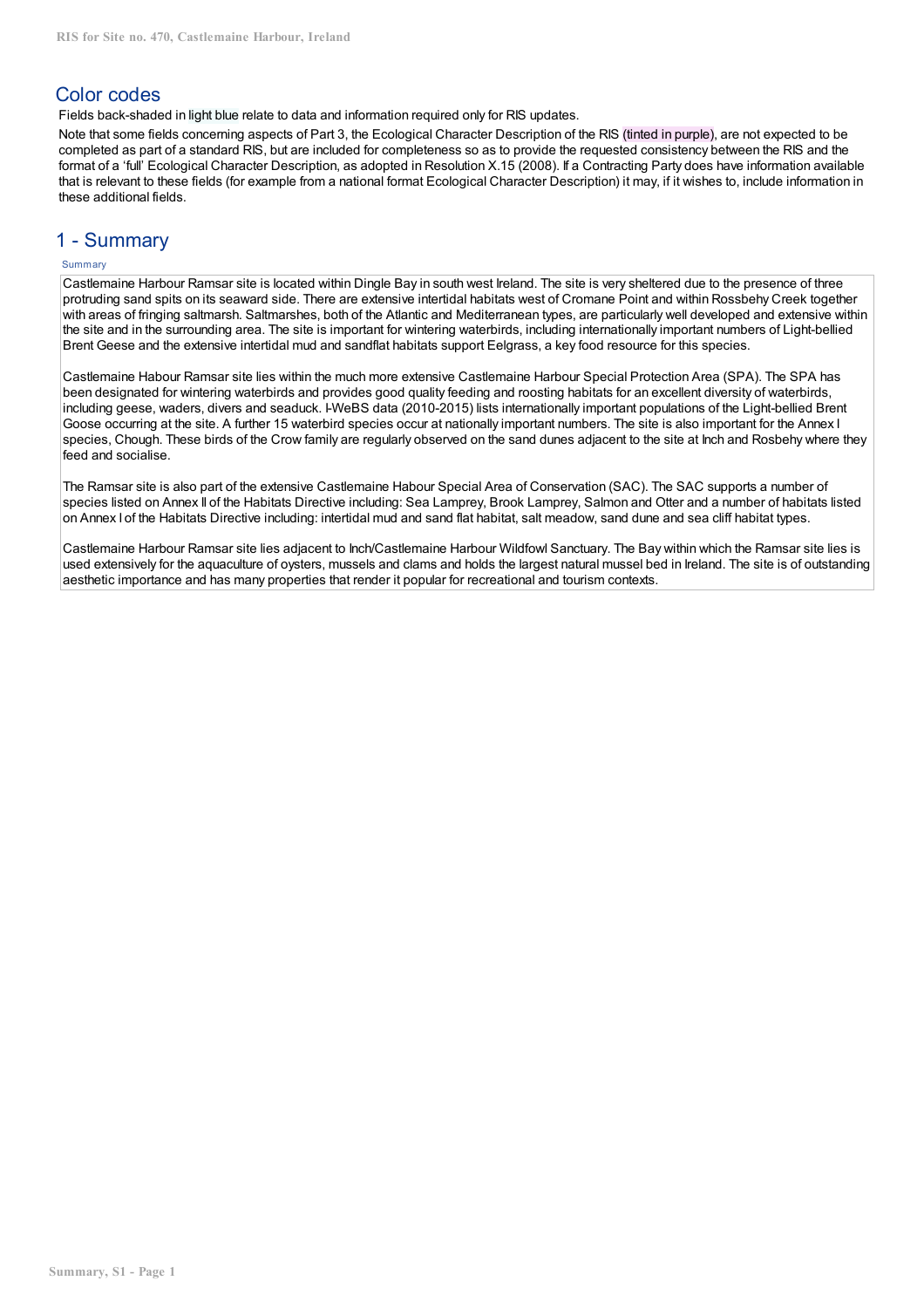## Color codes

Fields back-shaded in light blue relate to data and information required only for RIS updates.

Note that some fields concerning aspects of Part 3, the Ecological Character Description of the RIS (tinted in purple), are not expected to be completed as part of a standard RIS, but are included for completeness so as to provide the requested consistency between the RIS and the format of a 'full' Ecological Character Description, as adopted in Resolution X.15 (2008). If a Contracting Party does have information available that is relevant to these fields (for example from a national format Ecological Character Description) it may, if it wishes to, include information in these additional fields.

## 1 - Summary

Summary

Castlemaine Harbour Ramsar site is located within Dingle Bay in south west Ireland. The site is very sheltered due to the presence of three protruding sand spits on its seaward side. There are extensive intertidal habitats west of Cromane Point and within Rossbehy Creek together with areas of fringing saltmarsh. Saltmarshes, both of the Atlantic and Mediterranean types, are particularly well developed and extensive within the site and in the surrounding area. The site is important for wintering waterbirds, including internationally important numbers of Light-bellied Brent Geese and the extensive intertidal mud and sandflat habitats support Eelgrass, a key food resource for this species.

Castlemaine Habour Ramsar site lies within the much more extensive Castlemaine Harbour Special Protection Area (SPA). The SPA has been designated for wintering waterbirds and provides good quality feeding and roosting habitats for an excellent diversity of waterbirds, including geese, waders, divers and seaduck. I-WeBS data (2010-2015) lists internationally important populations of the Light-bellied Brent Goose occurring at the site. A further 15 waterbird species occur at nationally important numbers. The site is also important for the Annex I species, Chough. These birds of the Crow family are regularly observed on the sand dunes adjacent to the site at Inch and Rosbehy where they feed and socialise.

The Ramsar site is also part of the extensive Castlemaine Habour Special Area of Conservation (SAC). The SAC supports a number of species listed on Annex II of the Habitats Directive including: Sea Lamprey, Brook Lamprey, Salmon and Otter and a number of habitats listed on Annex I of the Habitats Directive including: intertidal mud and sand flat habitat, salt meadow, sand dune and sea cliff habitat types.

Castlemaine Harbour Ramsar site lies adjacent to Inch/Castlemaine Harbour Wildfowl Sanctuary. The Bay within which the Ramsar site lies is used extensively for the aquaculture of oysters, mussels and clams and holds the largest natural mussel bed in Ireland. The site is of outstanding aesthetic importance and has many properties that render it popular for recreational and tourism contexts.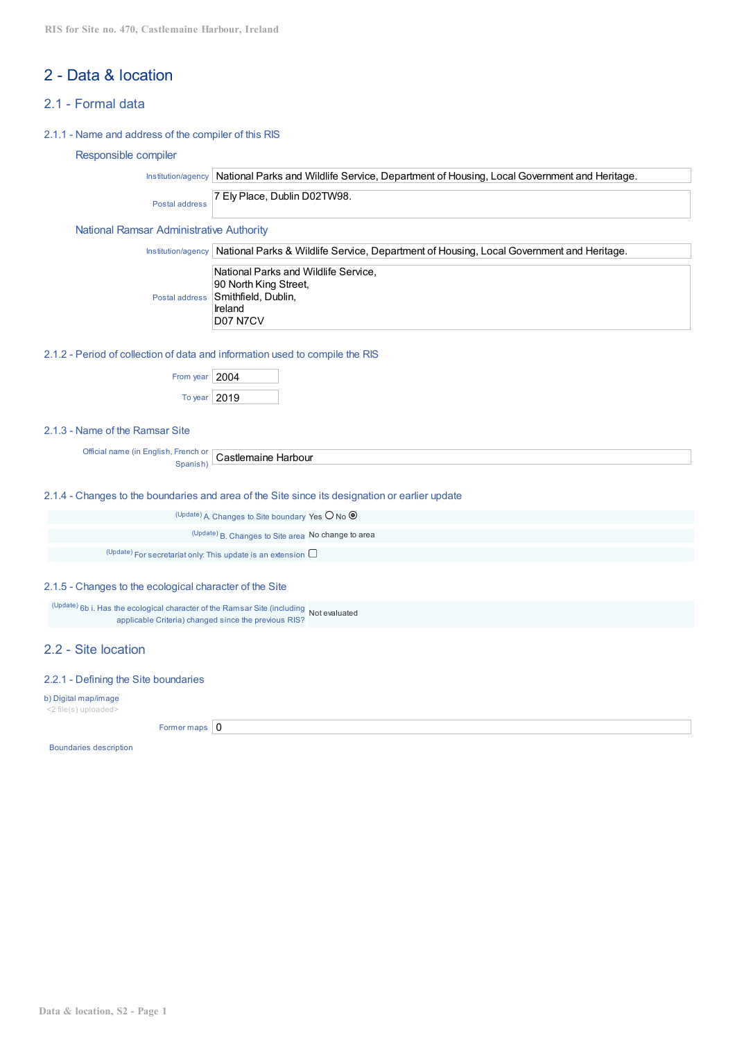## 2 - Data & location

### 2.1 - Formal data

#### 2.1.1 - Name and address of the compiler of this RIS

**Responsible compiler**

Institution/agency: National Parks and Wildlife Service, Department of Housing, Local Government and Heritage.

Postal address: 7 Ely Place, Dublin D02TW98.

**National Ramsar Administrative Authority**

Institution/agency: National Parks & Wildlife Service, Department of Housing, Local Government and Heritage.

Postal address:
National Parks and Wildlife Service,
90 North King Street,
Smithfield, Dublin,
Ireland
D07 N7CV

#### 2.1.2 - Period of collection of data and information used to compile the RIS

From year: 2004

To year: 2019

#### 2.1.3 - Name of the Ramsar Site

Official name (in English, French or Spanish): Castlemaine Harbour

#### 2.1.4 - Changes to the boundaries and area of the Site since its designation or earlier update

(Update) A. Changes to Site boundary: Yes ○ No ◉

(Update) B. Changes to Site area: No change to area

(Update) For secretariat only: This update is an extension ☐

#### 2.1.5 - Changes to the ecological character of the Site

(Update) 6b i. Has the ecological character of the Ramsar Site (including applicable Criteria) changed since the previous RIS? Not evaluated

### 2.2 - Site location

#### 2.2.1 - Defining the Site boundaries

b) Digital map/image
<2 file(s) uploaded>

Former maps: 0

Boundaries description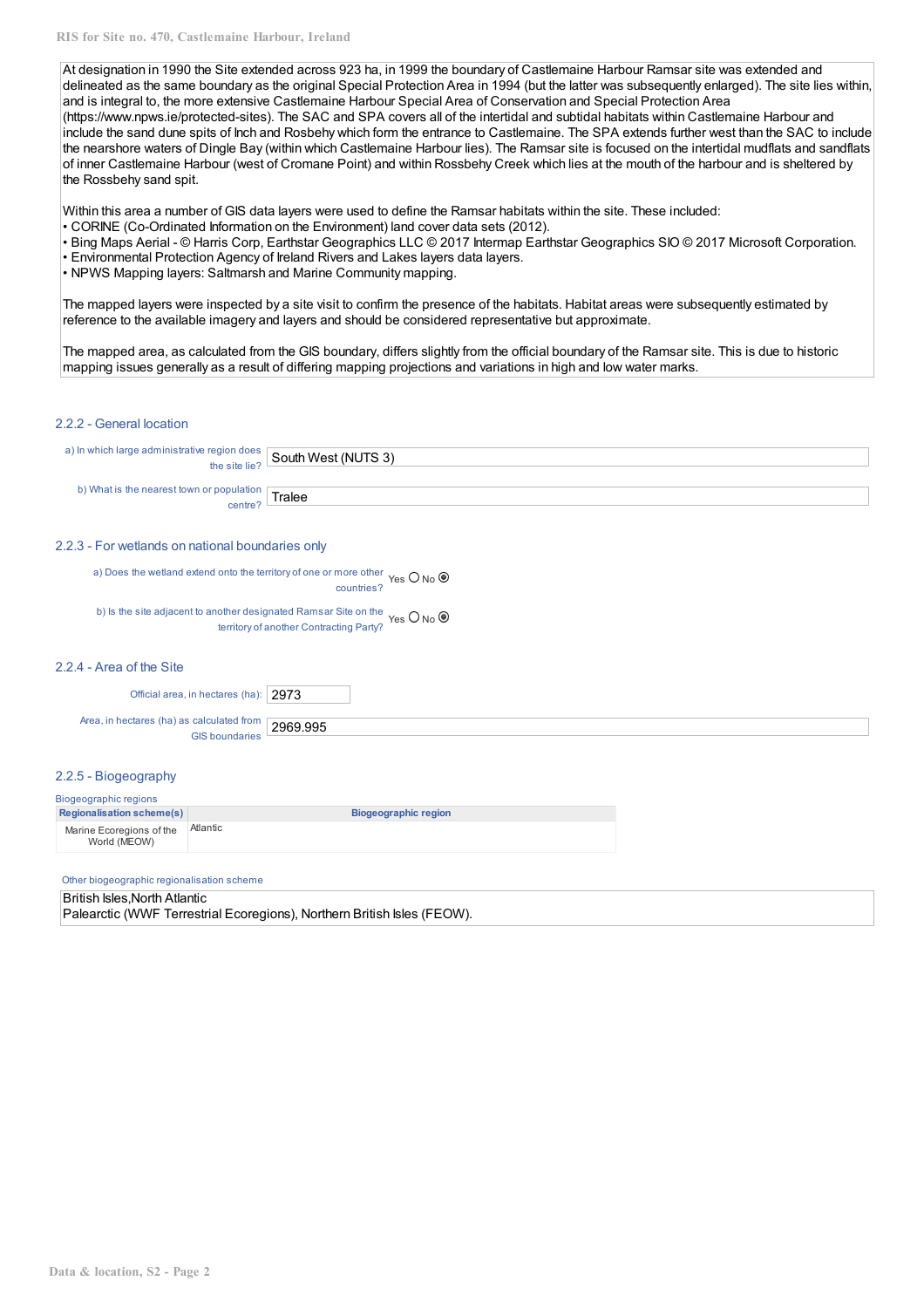At designation in 1990 the Site extended across 923 ha, in 1999 the boundary of Castlemaine Harbour Ramsar site was extended and delineated as the same boundary as the original Special Protection Area in 1994 (but the latter was subsequently enlarged). The site lies within, and is integral to, the more extensive Castlemaine Harbour Special Area of Conservation and Special Protection Area (https://www.npws.ie/protected-sites). The SAC and SPA covers all of the intertidal and subtidal habitats within Castlemaine Harbour and include the sand dune spits of Inch and Rosbehy which form the entrance to Castlemaine. The SPA extends further west than the SAC to include the nearshore waters of Dingle Bay (within which Castlemaine Harbour lies). The Ramsar site is focused on the intertidal mudflats and sandflats of inner Castlemaine Harbour (west of Cromane Point) and within Rossbehy Creek which lies at the mouth of the harbour and is sheltered by the Rossbehy sand spit.

Within this area a number of GIS data layers were used to define the Ramsar habitats within the site. These included:
• CORINE (Co-Ordinated Information on the Environment) land cover data sets (2012).
• Bing Maps Aerial - © Harris Corp, Earthstar Geographics LLC © 2017 Intermap Earthstar Geographics SIO © 2017 Microsoft Corporation.
• Environmental Protection Agency of Ireland Rivers and Lakes layers data layers.
• NPWS Mapping layers: Saltmarsh and Marine Community mapping.

The mapped layers were inspected by a site visit to confirm the presence of the habitats. Habitat areas were subsequently estimated by reference to the available imagery and layers and should be considered representative but approximate.

The mapped area, as calculated from the GIS boundary, differs slightly from the official boundary of the Ramsar site. This is due to historic mapping issues generally as a result of differing mapping projections and variations in high and low water marks.

## 2.2.2 - General location

a) In which large administrative region does the site lie? South West (NUTS 3)

b) What is the nearest town or population centre? Tralee

## 2.2.3 - For wetlands on national boundaries only

a) Does the wetland extend onto the territory of one or more other countries? Yes ○ No ◉

b) Is the site adjacent to another designated Ramsar Site on the territory of another Contracting Party? Yes ○ No ◉

## 2.2.4 - Area of the Site

Official area, in hectares (ha): 2973

Area, in hectares (ha) as calculated from GIS boundaries: 2969.995

## 2.2.5 - Biogeography

Biogeographic regions

| Regionalisation scheme(s) | Biogeographic region |
| --- | --- |
| Marine Ecoregions of the World (MEOW) | Atlantic |

Other biogeographic regionalisation scheme

British Isles,North Atlantic
Palearctic (WWF Terrestrial Ecoregions), Northern British Isles (FEOW).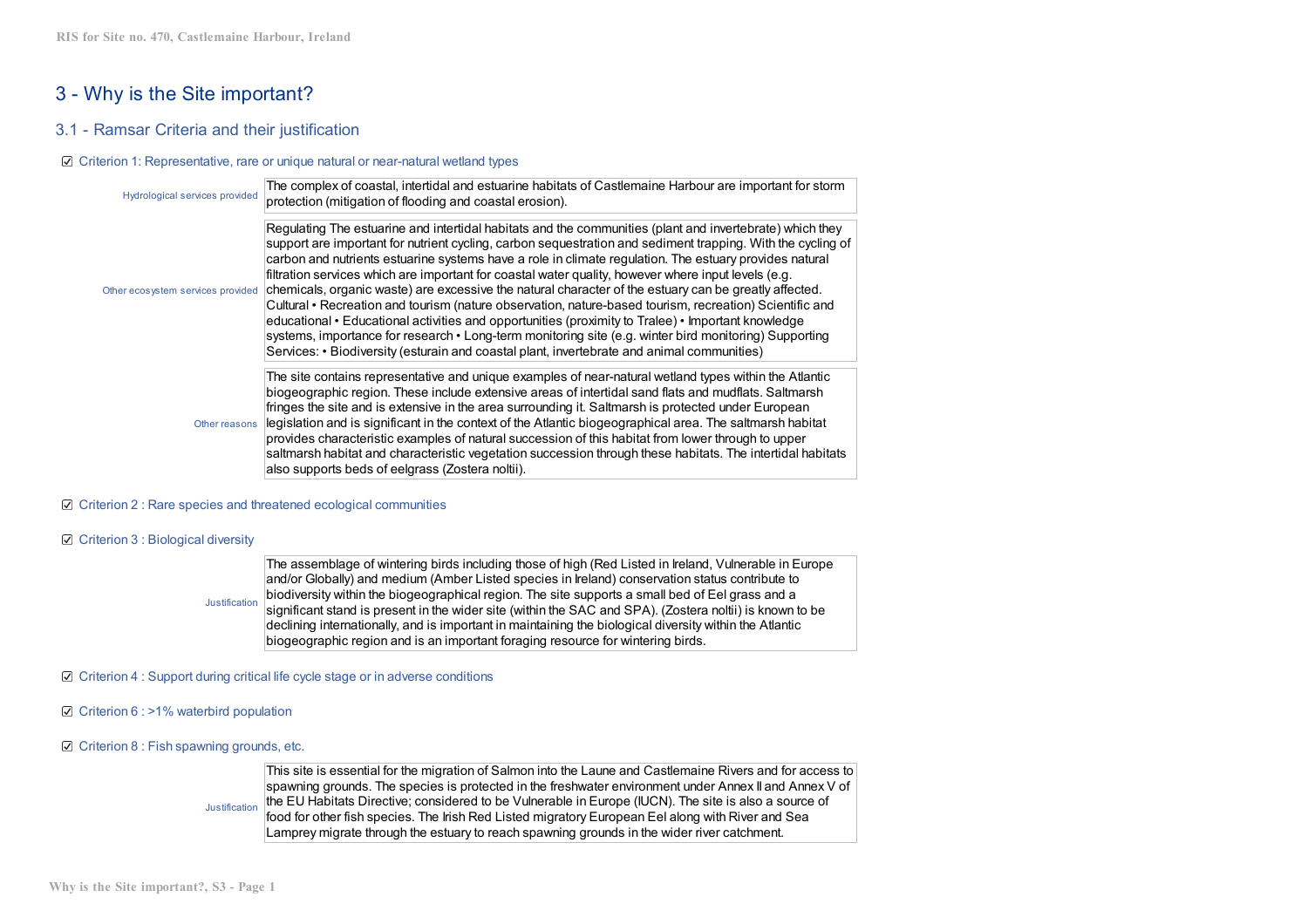# 3 - Why is the Site important?

## 3.1 - Ramsar Criteria and their justification

☑ Criterion 1: Representative, rare or unique natural or near-natural wetland types

| | |
|---|---|
| Hydrological services provided | The complex of coastal, intertidal and estuarine habitats of Castlemaine Harbour are important for storm protection (mitigation of flooding and coastal erosion). |
| Other ecosystem services provided | Regulating The estuarine and intertidal habitats and the communities (plant and invertebrate) which they support are important for nutrient cycling, carbon sequestration and sediment trapping. With the cycling of carbon and nutrients estuarine systems have a role in climate regulation. The estuary provides natural filtration services which are important for coastal water quality, however where input levels (e.g. chemicals, organic waste) are excessive the natural character of the estuary can be greatly affected. Cultural • Recreation and tourism (nature observation, nature-based tourism, recreation) Scientific and educational • Educational activities and opportunities (proximity to Tralee) • Important knowledge systems, importance for research • Long-term monitoring site (e.g. winter bird monitoring) Supporting Services: • Biodiversity (esturain and coastal plant, invertebrate and animal communities) |
| Other reasons | The site contains representative and unique examples of near-natural wetland types within the Atlantic biogeographic region. These include extensive areas of intertidal sand flats and mudflats. Saltmarsh fringes the site and is extensive in the area surrounding it. Saltmarsh is protected under European legislation and is significant in the context of the Atlantic biogeographical area. The saltmarsh habitat provides characteristic examples of natural succession of this habitat from lower through to upper saltmarsh habitat and characteristic vegetation succession through these habitats. The intertidal habitats also supports beds of eelgrass (Zostera noltii). |

☑ Criterion 2 : Rare species and threatened ecological communities

☑ Criterion 3 : Biological diversity

| | |
|---|---|
| Justification | The assemblage of wintering birds including those of high (Red Listed in Ireland, Vulnerable in Europe and/or Globally) and medium (Amber Listed species in Ireland) conservation status contribute to biodiversity within the biogeographical region. The site supports a small bed of Eel grass and a significant stand is present in the wider site (within the SAC and SPA). (Zostera noltii) is known to be declining internationally, and is important in maintaining the biological diversity within the Atlantic biogeographic region and is an important foraging resource for wintering birds. |

☑ Criterion 4 : Support during critical life cycle stage or in adverse conditions

☑ Criterion 6 : >1% waterbird population

☑ Criterion 8 : Fish spawning grounds, etc.

| | |
|---|---|
| Justification | This site is essential for the migration of Salmon into the Laune and Castlemaine Rivers and for access to spawning grounds. The species is protected in the freshwater environment under Annex II and Annex V of the EU Habitats Directive; considered to be Vulnerable in Europe (IUCN). The site is also a source of food for other fish species. The Irish Red Listed migratory European Eel along with River and Sea Lamprey migrate through the estuary to reach spawning grounds in the wider river catchment. |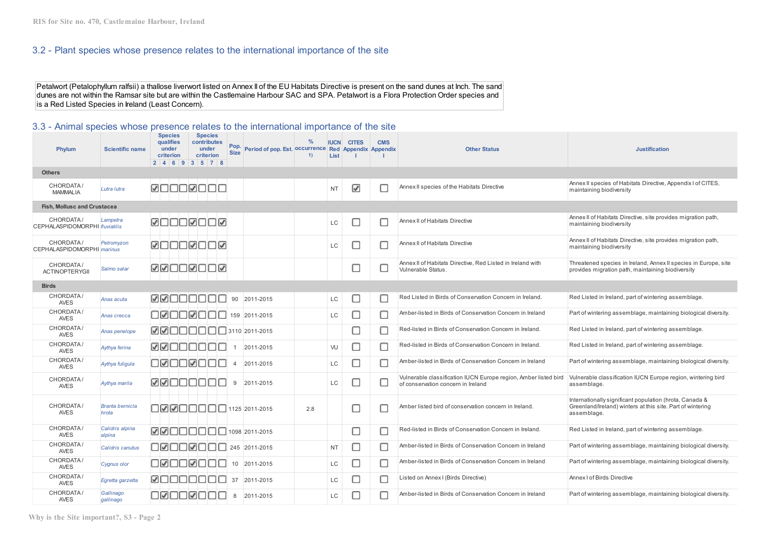## 3.2 - Plant species whose presence relates to the international importance of the site

Petalwort (Petalophyllum ralfsii) a thallose liverwort listed on Annex II of the EU Habitats Directive is present on the sand dunes at Inch. The sand dunes are not within the Ramsar site but are within the Castlemaine Harbour SAC and SPA. Petalwort is a Flora Protection Order species and is a Red Listed Species in Ireland (Least Concern).

## 3.3 - Animal species whose presence relates to the international importance of the site

| Phylum | Scientific name | Species qualifies under criterion 2 | 4 | 6 | 9 | Species contributes under criterion 3 | 5 | 7 | 8 | Pop. Size | Period of pop. Est. | % occurrence 1) | IUCN Red List | CITES Appendix I | CMS Appendix I | Other Status | Justification |
|---|---|---|---|---|---|---|---|---|---|---|---|---|---|---|---|---|---|
| **Others** | | | | | | | | | | | | | | | | | |
| CHORDATA / MAMMALIA | *Lutra lutra* | ☑ | ☐ | ☐ | ☐ | ☑ | ☐ | ☐ | ☐ | | | | NT | ☑ | ☐ | Annex II species of the Habitats Directive | Annex II species of Habitats Directive, Appendix I of CITES, maintaining biodiversity |
| **Fish, Mollusc and Crustacea** | | | | | | | | | | | | | | | | | |
| CHORDATA / CEPHALASPIDOMORPHI | *Lampetra fluviatilis* | ☑ | ☐ | ☐ | ☐ | ☑ | ☐ | ☐ | ☑ | | | | LC | ☐ | ☐ | Annex II of Habitats Directive | Annex II of Habitats Directive, site provides migration path, maintaining biodiversity |
| CHORDATA / CEPHALASPIDOMORPHI | *Petromyzon marinus* | ☑ | ☐ | ☐ | ☐ | ☑ | ☐ | ☐ | ☑ | | | | LC | ☐ | ☐ | Annex II of Habitats Directive | Annex II of Habitats Directive, site provides migration path, maintaining biodiversity |
| CHORDATA / ACTINOPTERYGII | *Salmo salar* | ☑ | ☑ | ☐ | ☐ | ☑ | ☐ | ☐ | ☑ | | | | | ☐ | ☐ | Annex II of Habitats Directive, Red Listed in Ireland with Vulnerable Status. | Threatened species in Ireland, Annex II species in Europe, site provides migration path, maintaining biodiversity |
| **Birds** | | | | | | | | | | | | | | | | | |
| CHORDATA / AVES | *Anas acuta* | ☑ | ☑ | ☐ | ☐ | ☐ | ☐ | ☐ | ☐ | 90 | 2011-2015 | | LC | ☐ | ☐ | Red Listed in Birds of Conservation Concern in Ireland. | Red Listed in Ireland, part of wintering assemblage. |
| CHORDATA / AVES | *Anas crecca* | ☐ | ☑ | ☐ | ☐ | ☑ | ☐ | ☐ | ☐ | 159 | 2011-2015 | | LC | ☐ | ☐ | Amber-listed in Birds of Conservation Concern in Ireland | Part of wintering assemblage, maintaining biological diversity. |
| CHORDATA / AVES | *Anas penelope* | ☑ | ☑ | ☐ | ☐ | ☐ | ☐ | ☐ | ☐ | 3110 | 2011-2015 | | | ☐ | ☐ | Red-listed in Birds of Conservation Concern in Ireland. | Red Listed in Ireland, part of wintering assemblage. |
| CHORDATA / AVES | *Aythya ferina* | ☑ | ☑ | ☐ | ☐ | ☐ | ☐ | ☐ | ☐ | 1 | 2011-2015 | | VU | ☐ | ☐ | Red-listed in Birds of Conservation Concern in Ireland. | Red Listed in Ireland, part of wintering assemblage. |
| CHORDATA / AVES | *Aythya fuligula* | ☐ | ☑ | ☐ | ☐ | ☑ | ☐ | ☐ | ☐ | 4 | 2011-2015 | | LC | ☐ | ☐ | Amber-listed in Birds of Conservation Concern in Ireland | Part of wintering assemblage, maintaining biological diversity. |
| CHORDATA / AVES | *Aythya marila* | ☑ | ☑ | ☐ | ☐ | ☐ | ☐ | ☐ | ☐ | 9 | 2011-2015 | | LC | ☐ | ☐ | Vulnerable classification IUCN Europe region, Amber listed bird of conservation concern in Ireland | Vulnerable classification IUCN Europe region, wintering bird assemblage. |
| CHORDATA / AVES | *Branta bernicla hrota* | ☐ | ☑ | ☑ | ☐ | ☐ | ☐ | ☐ | ☐ | 1125 | 2011-2015 | 2.8 | | ☐ | ☐ | Amber listed bird of conservation concern in Ireland. | Internationally significant population (hrota, Canada & Greenland/Ireland) winters at this site. Part of wintering assemblage. |
| CHORDATA / AVES | *Calidris alpina alpina* | ☑ | ☑ | ☐ | ☐ | ☐ | ☐ | ☐ | ☐ | 1098 | 2011-2015 | | | ☐ | ☐ | Red-listed in Birds of Conservation Concern in Ireland. | Red Listed in Ireland, part of wintering assemblage. |
| CHORDATA / AVES | *Calidris canutus* | ☐ | ☑ | ☐ | ☐ | ☑ | ☐ | ☐ | ☐ | 245 | 2011-2015 | | NT | ☐ | ☐ | Amber-listed in Birds of Conservation Concern in Ireland | Part of wintering assemblage, maintaining biological diversity. |
| CHORDATA / AVES | *Cygnus olor* | ☐ | ☑ | ☐ | ☐ | ☑ | ☐ | ☐ | ☐ | 10 | 2011-2015 | | LC | ☐ | ☐ | Amber-listed in Birds of Conservation Concern in Ireland | Part of wintering assemblage, maintaining biological diversity. |
| CHORDATA / AVES | *Egretta garzetta* | ☑ | ☐ | ☐ | ☐ | ☐ | ☐ | ☐ | ☐ | 37 | 2011-2015 | | LC | ☐ | ☐ | Listed on Annex I (Birds Directive) | Annex I of Birds Directive |
| CHORDATA / AVES | *Gallinago gallinago* | ☐ | ☑ | ☐ | ☐ | ☑ | ☐ | ☐ | ☐ | 8 | 2011-2015 | | LC | ☐ | ☐ | Amber-listed in Birds of Conservation Concern in Ireland | Part of wintering assemblage, maintaining biological diversity. |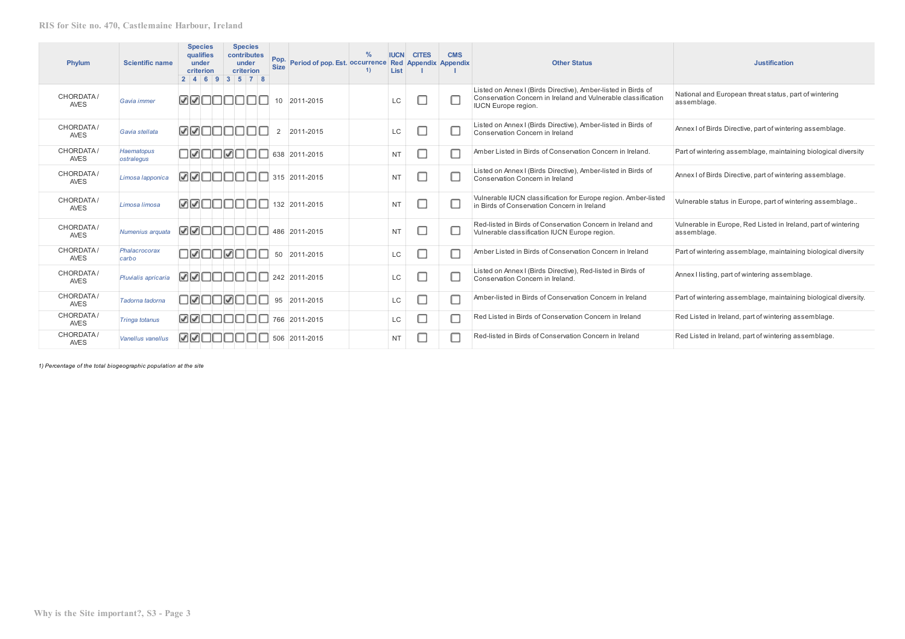| Phylum | Scientific name | Species qualifies under criterion | | | | Species contributes under criterion | | | | Pop. Size | Period of pop. Est. | % occurrence 1) | IUCN Red List | CITES Appendix I | CMS Appendix I | Other Status | Justification |
|---|---|---|---|---|---|---|---|---|---|---|---|---|---|---|---|---|---|
| | | 2 | 4 | 6 | 9 | 3 | 5 | 7 | 8 | | | | | | | | |
| CHORDATA / AVES | *Gavia immer* | ☑ | ☑ | ☐ | ☐ | ☐ | ☐ | ☐ | ☐ | 10 | 2011-2015 | | LC | ☐ | ☐ | Listed on Annex I (Birds Directive), Amber-listed in Birds of Conservation Concern in Ireland and Vulnerable classification IUCN Europe region. | National and European threat status, part of wintering assemblage. |
| CHORDATA / AVES | *Gavia stellata* | ☑ | ☑ | ☐ | ☐ | ☐ | ☐ | ☐ | ☐ | 2 | 2011-2015 | | LC | ☐ | ☐ | Listed on Annex I (Birds Directive), Amber-listed in Birds of Conservation Concern in Ireland | Annex I of Birds Directive, part of wintering assemblage. |
| CHORDATA / AVES | *Haematopus ostralegus* | ☐ | ☑ | ☐ | ☐ | ☑ | ☐ | ☐ | ☐ | 638 | 2011-2015 | | NT | ☐ | ☐ | Amber Listed in Birds of Conservation Concern in Ireland. | Part of wintering assemblage, maintaining biological diversity |
| CHORDATA / AVES | *Limosa lapponica* | ☑ | ☑ | ☐ | ☐ | ☐ | ☐ | ☐ | ☐ | 315 | 2011-2015 | | NT | ☐ | ☐ | Listed on Annex I (Birds Directive), Amber-listed in Birds of Conservation Concern in Ireland | Annex I of Birds Directive, part of wintering assemblage. |
| CHORDATA / AVES | *Limosa limosa* | ☑ | ☑ | ☐ | ☐ | ☐ | ☐ | ☐ | ☐ | 132 | 2011-2015 | | NT | ☐ | ☐ | Vulnerable IUCN classification for Europe region. Amber-listed in Birds of Conservation Concern in Ireland | Vulnerable status in Europe, part of wintering assemblage.. |
| CHORDATA / AVES | *Numenius arquata* | ☑ | ☑ | ☐ | ☐ | ☐ | ☐ | ☐ | ☐ | 486 | 2011-2015 | | NT | ☐ | ☐ | Red-listed in Birds of Conservation Concern in Ireland and Vulnerable classification IUCN Europe region. | Vulnerable in Europe, Red Listed in Ireland, part of wintering assemblage. |
| CHORDATA / AVES | *Phalacrocorax carbo* | ☐ | ☑ | ☐ | ☐ | ☑ | ☐ | ☐ | ☐ | 50 | 2011-2015 | | LC | ☐ | ☐ | Amber Listed in Birds of Conservation Concern in Ireland | Part of wintering assemblage, maintaining biological diversity |
| CHORDATA / AVES | *Pluvialis apricaria* | ☑ | ☑ | ☐ | ☐ | ☐ | ☐ | ☐ | ☐ | 242 | 2011-2015 | | LC | ☐ | ☐ | Listed on Annex I (Birds Directive), Red-listed in Birds of Conservation Concern in Ireland. | Annex I listing, part of wintering assemblage. |
| CHORDATA / AVES | *Tadorna tadorna* | ☐ | ☑ | ☐ | ☐ | ☑ | ☐ | ☐ | ☐ | 95 | 2011-2015 | | LC | ☐ | ☐ | Amber-listed in Birds of Conservation Concern in Ireland | Part of wintering assemblage, maintaining biological diversity. |
| CHORDATA / AVES | *Tringa totanus* | ☑ | ☑ | ☐ | ☐ | ☐ | ☐ | ☐ | ☐ | 766 | 2011-2015 | | LC | ☐ | ☐ | Red Listed in Birds of Conservation Concern in Ireland | Red Listed in Ireland, part of wintering assemblage. |
| CHORDATA / AVES | *Vanellus vanellus* | ☑ | ☑ | ☐ | ☐ | ☐ | ☐ | ☐ | ☐ | 506 | 2011-2015 | | NT | ☐ | ☐ | Red-listed in Birds of Conservation Concern in Ireland | Red Listed in Ireland, part of wintering assemblage. |

*1) Percentage of the total biogeographic population at the site*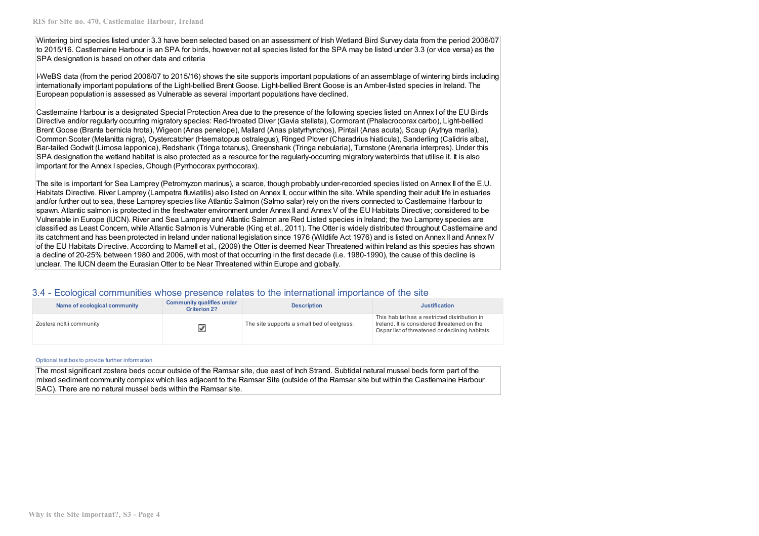Wintering bird species listed under 3.3 have been selected based on an assessment of Irish Wetland Bird Survey data from the period 2006/07 to 2015/16. Castlemaine Harbour is an SPA for birds, however not all species listed for the SPA may be listed under 3.3 (or vice versa) as the SPA designation is based on other data and criteria

I-WeBS data (from the period 2006/07 to 2015/16) shows the site supports important populations of an assemblage of wintering birds including internationally important populations of the Light-bellied Brent Goose. Light-bellied Brent Goose is an Amber-listed species in Ireland. The European population is assessed as Vulnerable as several important populations have declined.

Castlemaine Harbour is a designated Special Protection Area due to the presence of the following species listed on Annex I of the EU Birds Directive and/or regularly occurring migratory species: Red-throated Diver (Gavia stellata), Cormorant (Phalacrocorax carbo), Light-bellied Brent Goose (Branta bernicla hrota), Wigeon (Anas penelope), Mallard (Anas platyrhynchos), Pintail (Anas acuta), Scaup (Aythya marila), Common Scoter (Melanitta nigra), Oystercatcher (Haematopus ostralegus), Ringed Plover (Charadrius hiaticula), Sanderling (Calidris alba), Bar-tailed Godwit (Limosa lapponica), Redshank (Tringa totanus), Greenshank (Tringa nebularia), Turnstone (Arenaria interpres). Under this SPA designation the wetland habitat is also protected as a resource for the regularly-occurring migratory waterbirds that utilise it. It is also important for the Annex I species, Chough (Pyrrhocorax pyrrhocorax).

The site is important for Sea Lamprey (Petromyzon marinus), a scarce, though probably under-recorded species listed on Annex II of the E.U. Habitats Directive. River Lamprey (Lampetra fluviatilis) also listed on Annex II, occur within the site. While spending their adult life in estuaries and/or further out to sea, these Lamprey species like Atlantic Salmon (Salmo salar) rely on the rivers connected to Castlemaine Harbour to spawn. Atlantic salmon is protected in the freshwater environment under Annex II and Annex V of the EU Habitats Directive; considered to be Vulnerable in Europe (IUCN). River and Sea Lamprey and Atlantic Salmon are Red Listed species in Ireland; the two Lamprey species are classified as Least Concern, while Atlantic Salmon is Vulnerable (King et al., 2011). The Otter is widely distributed throughout Castlemaine and its catchment and has been protected in Ireland under national legislation since 1976 (Wildlife Act 1976) and is listed on Annex II and Annex IV of the EU Habitats Directive. According to Marnell et al., (2009) the Otter is deemed Near Threatened within Ireland as this species has shown a decline of 20-25% between 1980 and 2006, with most of that occurring in the first decade (i.e. 1980-1990), the cause of this decline is unclear. The IUCN deem the Eurasian Otter to be Near Threatened within Europe and globally.

## 3.4 - Ecological communities whose presence relates to the international importance of the site

| Name of ecological community | Community qualifies under Criterion 2? | Description | Justification |
|---|---|---|---|
| Zostera noltii community | ☑ | The site supports a small bed of eelgrass. | This habitat has a restricted distribution in Ireland. It is considered threatened on the Ospar list of threatened or declining habitats |

Optional text box to provide further information

The most significant zostera beds occur outside of the Ramsar site, due east of Inch Strand. Subtidal natural mussel beds form part of the mixed sediment community complex which lies adjacent to the Ramsar Site (outside of the Ramsar site but within the Castlemaine Harbour SAC). There are no natural mussel beds within the Ramsar site.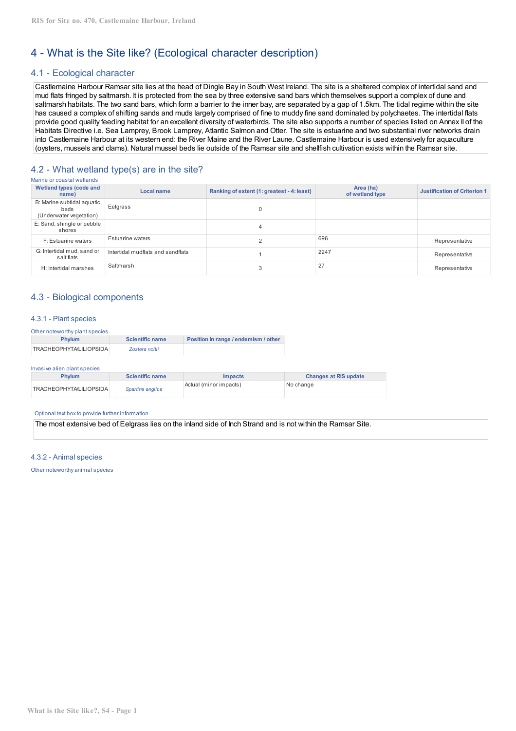# 4 - What is the Site like? (Ecological character description)

## 4.1 - Ecological character

Castlemaine Harbour Ramsar site lies at the head of Dingle Bay in South West Ireland. The site is a sheltered complex of intertidal sand and mud flats fringed by saltmarsh. It is protected from the sea by three extensive sand bars which themselves support a complex of dune and saltmarsh habitats. The two sand bars, which form a barrier to the inner bay, are separated by a gap of 1.5km. The tidal regime within the site has caused a complex of shifting sands and muds largely comprised of fine to muddy fine sand dominated by polychaetes. The intertidal flats provide good quality feeding habitat for an excellent diversity of waterbirds. The site also supports a number of species listed on Annex II of the Habitats Directive i.e. Sea Lamprey, Brook Lamprey, Atlantic Salmon and Otter. The site is estuarine and two substantial river networks drain into Castlemaine Harbour at its western end: the River Maine and the River Laune. Castlemaine Harbour is used extensively for aquaculture (oysters, mussels and clams). Natural mussel beds lie outside of the Ramsar site and shellfish cultivation exists within the Ramsar site.

## 4.2 - What wetland type(s) are in the site?

Marine or coastal wetlands

| Wetland types (code and name) | Local name | Ranking of extent (1: greatest - 4: least) | Area (ha) of wetland type | Justification of Criterion 1 |
|---|---|---|---|---|
| B: Marine subtidal aquatic beds (Underwater vegetation) | Eelgrass | 0 | | |
| E: Sand, shingle or pebble shores | | 4 | | |
| F: Estuarine waters | Estuarine waters | 2 | 696 | Representative |
| G: Intertidal mud, sand or salt flats | Intertidal mudflats and sandflats | 1 | 2247 | Representative |
| H: Intertidal marshes | Saltmarsh | 3 | 27 | Representative |

## 4.3 - Biological components

### 4.3.1 - Plant species

Other noteworthy plant species

| Phylum | Scientific name | Position in range / endemism / other |
|---|---|---|
| TRACHEOPHYTA/LILIOPSIDA | *Zostera noltii* | |

Invasive alien plant species

| Phylum | Scientific name | Impacts | Changes at RIS update |
|---|---|---|---|
| TRACHEOPHYTA/LILIOPSIDA | *Spartina anglica* | Actual (minor impacts) | No change |

Optional text box to provide further information

The most extensive bed of Eelgrass lies on the inland side of Inch Strand and is not within the Ramsar Site.

### 4.3.2 - Animal species

Other noteworthy animal species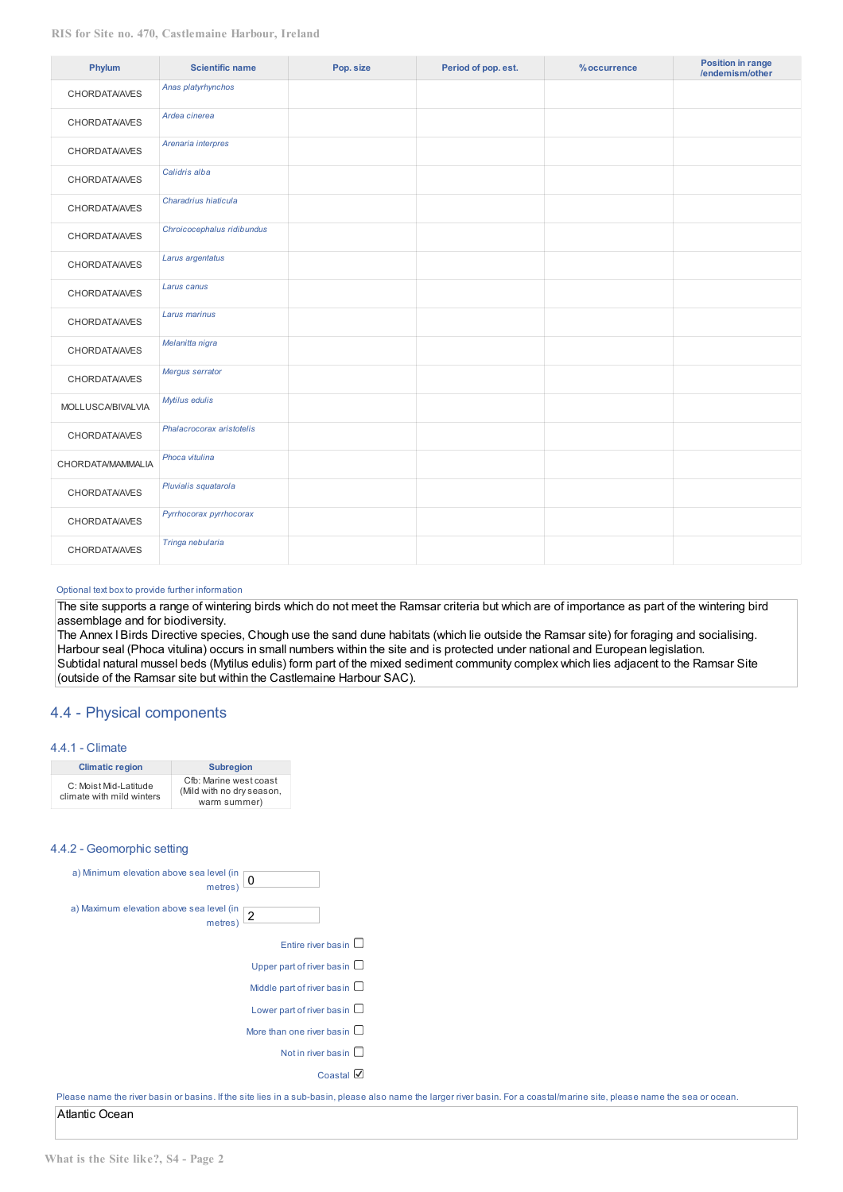| Phylum | Scientific name | Pop. size | Period of pop. est. | % occurrence | Position in range /endemism/other |
|---|---|---|---|---|---|
| CHORDATA/AVES | *Anas platyrhynchos* | | | | |
| CHORDATA/AVES | *Ardea cinerea* | | | | |
| CHORDATA/AVES | *Arenaria interpres* | | | | |
| CHORDATA/AVES | *Calidris alba* | | | | |
| CHORDATA/AVES | *Charadrius hiaticula* | | | | |
| CHORDATA/AVES | *Chroicocephalus ridibundus* | | | | |
| CHORDATA/AVES | *Larus argentatus* | | | | |
| CHORDATA/AVES | *Larus canus* | | | | |
| CHORDATA/AVES | *Larus marinus* | | | | |
| CHORDATA/AVES | *Melanitta nigra* | | | | |
| CHORDATA/AVES | *Mergus serrator* | | | | |
| MOLLUSCA/BIVALVIA | *Mytilus edulis* | | | | |
| CHORDATA/AVES | *Phalacrocorax aristotelis* | | | | |
| CHORDATA/MAMMALIA | *Phoca vitulina* | | | | |
| CHORDATA/AVES | *Pluvialis squatarola* | | | | |
| CHORDATA/AVES | *Pyrrhocorax pyrrhocorax* | | | | |
| CHORDATA/AVES | *Tringa nebularia* | | | | |

Optional text box to provide further information

The site supports a range of wintering birds which do not meet the Ramsar criteria but which are of importance as part of the wintering bird assemblage and for biodiversity.
The Annex I Birds Directive species, Chough use the sand dune habitats (which lie outside the Ramsar site) for foraging and socialising.
Harbour seal (Phoca vitulina) occurs in small numbers within the site and is protected under national and European legislation.
Subtidal natural mussel beds (Mytilus edulis) form part of the mixed sediment community complex which lies adjacent to the Ramsar Site (outside of the Ramsar site but within the Castlemaine Harbour SAC).

## 4.4 - Physical components

### 4.4.1 - Climate

| Climatic region | Subregion |
|---|---|
| C: Moist Mid-Latitude climate with mild winters | Cfb: Marine west coast (Mild with no dry season, warm summer) |

### 4.4.2 - Geomorphic setting

a) Minimum elevation above sea level (in metres): 0

a) Maximum elevation above sea level (in metres): 2

- Entire river basin ☐
- Upper part of river basin ☐
- Middle part of river basin ☐
- Lower part of river basin ☐
- More than one river basin ☐
- Not in river basin ☐
- Coastal ☑

Please name the river basin or basins. If the site lies in a sub-basin, please also name the larger river basin. For a coastal/marine site, please name the sea or ocean.

Atlantic Ocean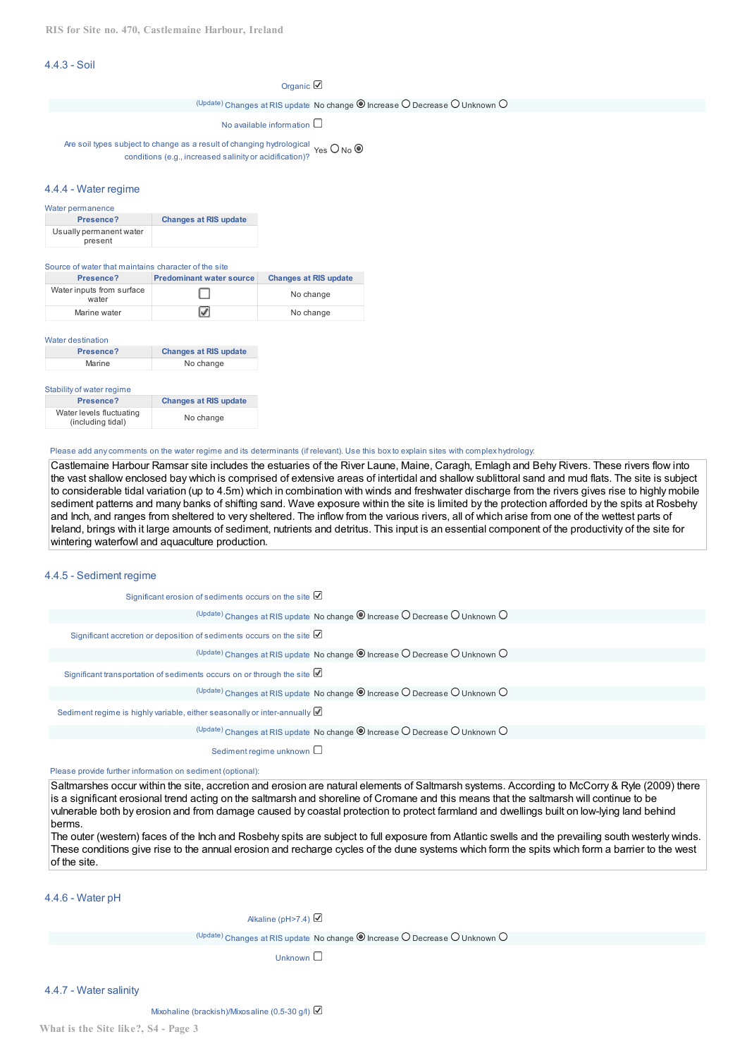## 4.4.3 - Soil

Organic ☑

(Update) Changes at RIS update No change ◉ Increase ○ Decrease ○ Unknown ○

No available information ☐

Are soil types subject to change as a result of changing hydrological conditions (e.g., increased salinity or acidification)? Yes ○ No ◉

## 4.4.4 - Water regime

Water permanence

| Presence? | Changes at RIS update |
|---|---|
| Usually permanent water present | |

Source of water that maintains character of the site

| Presence? | Predominant water source | Changes at RIS update |
|---|---|---|
| Water inputs from surface water | ☐ | No change |
| Marine water | ☑ | No change |

Water destination

| Presence? | Changes at RIS update |
|---|---|
| Marine | No change |

Stability of water regime

| Presence? | Changes at RIS update |
|---|---|
| Water levels fluctuating (including tidal) | No change |

Please add any comments on the water regime and its determinants (if relevant). Use this box to explain sites with complex hydrology:

Castlemaine Harbour Ramsar site includes the estuaries of the River Laune, Maine, Caragh, Emlagh and Behy Rivers. These rivers flow into the vast shallow enclosed bay which is comprised of extensive areas of intertidal and shallow sublittoral sand and mud flats. The site is subject to considerable tidal variation (up to 4.5m) which in combination with winds and freshwater discharge from the rivers gives rise to highly mobile sediment patterns and many banks of shifting sand. Wave exposure within the site is limited by the protection afforded by the spits at Rosbehy and Inch, and ranges from sheltered to very sheltered. The inflow from the various rivers, all of which arise from one of the wettest parts of Ireland, brings with it large amounts of sediment, nutrients and detritus. This input is an essential component of the productivity of the site for wintering waterfowl and aquaculture production.

## 4.4.5 - Sediment regime

Significant erosion of sediments occurs on the site ☑

(Update) Changes at RIS update No change ◉ Increase ○ Decrease ○ Unknown ○

Significant accretion or deposition of sediments occurs on the site ☑

(Update) Changes at RIS update No change ◉ Increase ○ Decrease ○ Unknown ○

Significant transportation of sediments occurs on or through the site ☑

(Update) Changes at RIS update No change ◉ Increase ○ Decrease ○ Unknown ○

Sediment regime is highly variable, either seasonally or inter-annually ☑

(Update) Changes at RIS update No change ◉ Increase ○ Decrease ○ Unknown ○

Sediment regime unknown ☐

Please provide further information on sediment (optional):

Saltmarshes occur within the site, accretion and erosion are natural elements of Saltmarsh systems. According to McCorry & Ryle (2009) there is a significant erosional trend acting on the saltmarsh and shoreline of Cromane and this means that the saltmarsh will continue to be vulnerable both by erosion and from damage caused by coastal protection to protect farmland and dwellings built on low-lying land behind berms.
The outer (western) faces of the Inch and Rosbehy spits are subject to full exposure from Atlantic swells and the prevailing south westerly winds. These conditions give rise to the annual erosion and recharge cycles of the dune systems which form the spits which form a barrier to the west of the site.

## 4.4.6 - Water pH

Alkaline (pH>7.4) ☑

(Update) Changes at RIS update No change ◉ Increase ○ Decrease ○ Unknown ○

Unknown ☐

## 4.4.7 - Water salinity

Mixohaline (brackish)/Mixosaline (0.5-30 g/l) ☑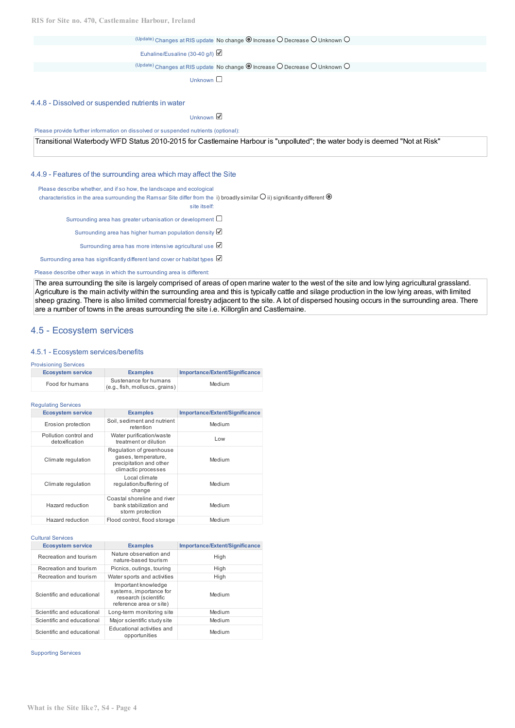(Update) Changes at RIS update No change ◉ Increase ○ Decrease ○ Unknown ○

Euhaline/Eusaline (30-40 g/l) ☑

(Update) Changes at RIS update No change ◉ Increase ○ Decrease ○ Unknown ○

Unknown ☐

### 4.4.8 - Dissolved or suspended nutrients in water

Unknown ☑

Please provide further information on dissolved or suspended nutrients (optional):

Transitional Waterbody WFD Status 2010-2015 for Castlemaine Harbour is "unpolluted"; the water body is deemed "Not at Risk"

### 4.4.9 - Features of the surrounding area which may affect the Site

Please describe whether, and if so how, the landscape and ecological characteristics in the area surrounding the Ramsar Site differ from the site itself: i) broadly similar ○ ii) significantly different ◉

Surrounding area has greater urbanisation or development ☐

Surrounding area has higher human population density ☑

Surrounding area has more intensive agricultural use ☑

Surrounding area has significantly different land cover or habitat types ☑

Please describe other ways in which the surrounding area is different:

The area surrounding the site is largely comprised of areas of open marine water to the west of the site and low lying agricultural grassland. Agriculture is the main activity within the surrounding area and this is typically cattle and silage production in the low lying areas, with limited sheep grazing. There is also limited commercial forestry adjacent to the site. A lot of dispersed housing occurs in the surrounding area. There are a number of towns in the areas surrounding the site i.e. Killorglin and Castlemaine.

## 4.5 - Ecosystem services

### 4.5.1 - Ecosystem services/benefits

Provisioning Services

| Ecosystem service | Examples | Importance/Extent/Significance |
|---|---|---|
| Food for humans | Sustenance for humans (e.g., fish, molluscs, grains) | Medium |

Regulating Services

| Ecosystem service | Examples | Importance/Extent/Significance |
|---|---|---|
| Erosion protection | Soil, sediment and nutrient retention | Medium |
| Pollution control and detoxification | Water purification/waste treatment or dilution | Low |
| Climate regulation | Regulation of greenhouse gases, temperature, precipitation and other climactic processes | Medium |
| Climate regulation | Local climate regulation/buffering of change | Medium |
| Hazard reduction | Coastal shoreline and river bank stabilization and storm protection | Medium |
| Hazard reduction | Flood control, flood storage | Medium |

Cultural Services

| Ecosystem service | Examples | Importance/Extent/Significance |
|---|---|---|
| Recreation and tourism | Nature observation and nature-based tourism | High |
| Recreation and tourism | Picnics, outings, touring | High |
| Recreation and tourism | Water sports and activities | High |
| Scientific and educational | Important knowledge systems, importance for research (scientific reference area or site) | Medium |
| Scientific and educational | Long-term monitoring site | Medium |
| Scientific and educational | Major scientific study site | Medium |
| Scientific and educational | Educational activities and opportunities | Medium |

Supporting Services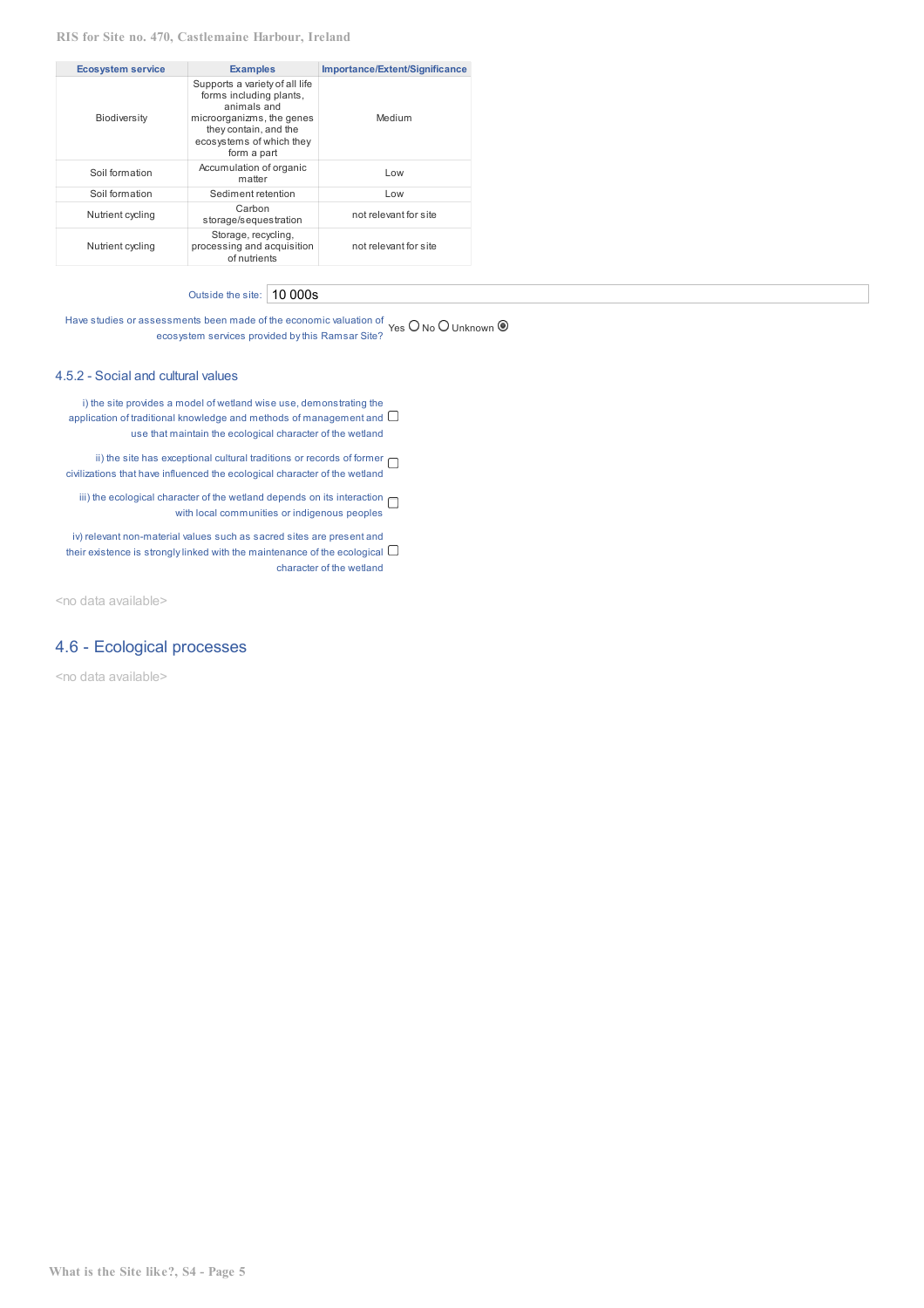| Ecosystem service | Examples | Importance/Extent/Significance |
|---|---|---|
| Biodiversity | Supports a variety of all life forms including plants, animals and microorganizms, the genes they contain, and the ecosystems of which they form a part | Medium |
| Soil formation | Accumulation of organic matter | Low |
| Soil formation | Sediment retention | Low |
| Nutrient cycling | Carbon storage/sequestration | not relevant for site |
| Nutrient cycling | Storage, recycling, processing and acquisition of nutrients | not relevant for site |

Outside the site: 10 000s

Have studies or assessments been made of the economic valuation of ecosystem services provided by this Ramsar Site? Yes ○ No ○ Unknown ◉

### 4.5.2 - Social and cultural values

i) the site provides a model of wetland wise use, demonstrating the application of traditional knowledge and methods of management and use that maintain the ecological character of the wetland ☐

ii) the site has exceptional cultural traditions or records of former civilizations that have influenced the ecological character of the wetland ☐

iii) the ecological character of the wetland depends on its interaction with local communities or indigenous peoples ☐

iv) relevant non-material values such as sacred sites are present and their existence is strongly linked with the maintenance of the ecological character of the wetland ☐

<no data available>

## 4.6 - Ecological processes

<no data available>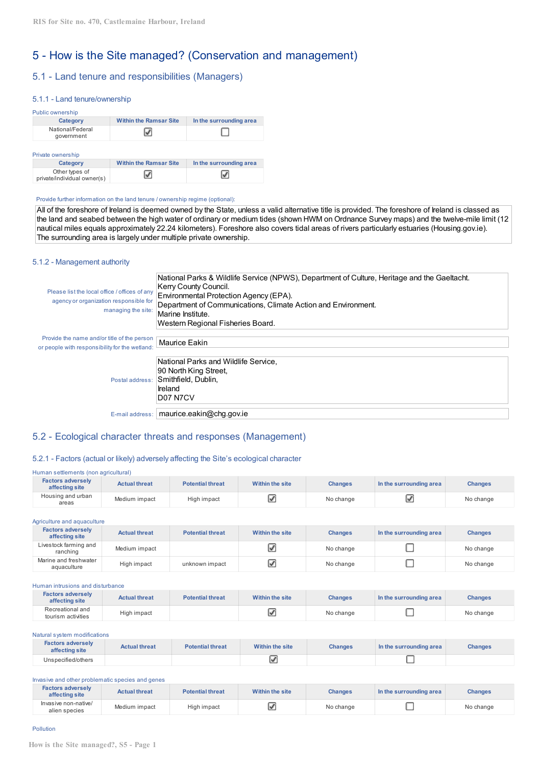# 5 - How is the Site managed? (Conservation and management)

## 5.1 - Land tenure and responsibilities (Managers)

### 5.1.1 - Land tenure/ownership

Public ownership

| Category | Within the Ramsar Site | In the surrounding area |
|---|---|---|
| National/Federal government | ☑ | ☐ |

Private ownership

| Category | Within the Ramsar Site | In the surrounding area |
|---|---|---|
| Other types of private/individual owner(s) | ☑ | ☑ |

Provide further information on the land tenure / ownership regime (optional):

All of the foreshore of Ireland is deemed owned by the State, unless a valid alternative title is provided. The foreshore of Ireland is classed as the land and seabed between the high water of ordinary or medium tides (shown HWM on Ordnance Survey maps) and the twelve-mile limit (12 nautical miles equals approximately 22.24 kilometers). Foreshore also covers tidal areas of rivers particularly estuaries (Housing.gov.ie).
The surrounding area is largely under multiple private ownership.

### 5.1.2 - Management authority

Please list the local office / offices of any agency or organization responsible for managing the site:

National Parks & Wildlife Service (NPWS), Department of Culture, Heritage and the Gaeltacht.
Kerry County Council.
Environmental Protection Agency (EPA).
Department of Communications, Climate Action and Environment.
Marine Institute.
Western Regional Fisheries Board.

Provide the name and/or title of the person or people with responsibility for the wetland:

Maurice Eakin

Postal address:

National Parks and Wildlife Service,
90 North King Street,
Smithfield, Dublin,
Ireland
D07 N7CV

E-mail address: maurice.eakin@chg.gov.ie

## 5.2 - Ecological character threats and responses (Management)

### 5.2.1 - Factors (actual or likely) adversely affecting the Site's ecological character

Human settlements (non agricultural)

| Factors adversely affecting site | Actual threat | Potential threat | Within the site | Changes | In the surrounding area | Changes |
|---|---|---|---|---|---|---|
| Housing and urban areas | Medium impact | High impact | ☑ | No change | ☑ | No change |

Agriculture and aquaculture

| Factors adversely affecting site | Actual threat | Potential threat | Within the site | Changes | In the surrounding area | Changes |
|---|---|---|---|---|---|---|
| Livestock farming and ranching | Medium impact | | ☑ | No change | ☐ | No change |
| Marine and freshwater aquaculture | High impact | unknown impact | ☑ | No change | ☐ | No change |

Human intrusions and disturbance

| Factors adversely affecting site | Actual threat | Potential threat | Within the site | Changes | In the surrounding area | Changes |
|---|---|---|---|---|---|---|
| Recreational and tourism activities | High impact | | ☑ | No change | ☐ | No change |

Natural system modifications

| Factors adversely affecting site | Actual threat | Potential threat | Within the site | Changes | In the surrounding area | Changes |
|---|---|---|---|---|---|---|
| Unspecified/others | | | ☑ | | ☐ | |

Invasive and other problematic species and genes

| Factors adversely affecting site | Actual threat | Potential threat | Within the site | Changes | In the surrounding area | Changes |
|---|---|---|---|---|---|---|
| Invasive non-native/ alien species | Medium impact | High impact | ☑ | No change | ☐ | No change |

Pollution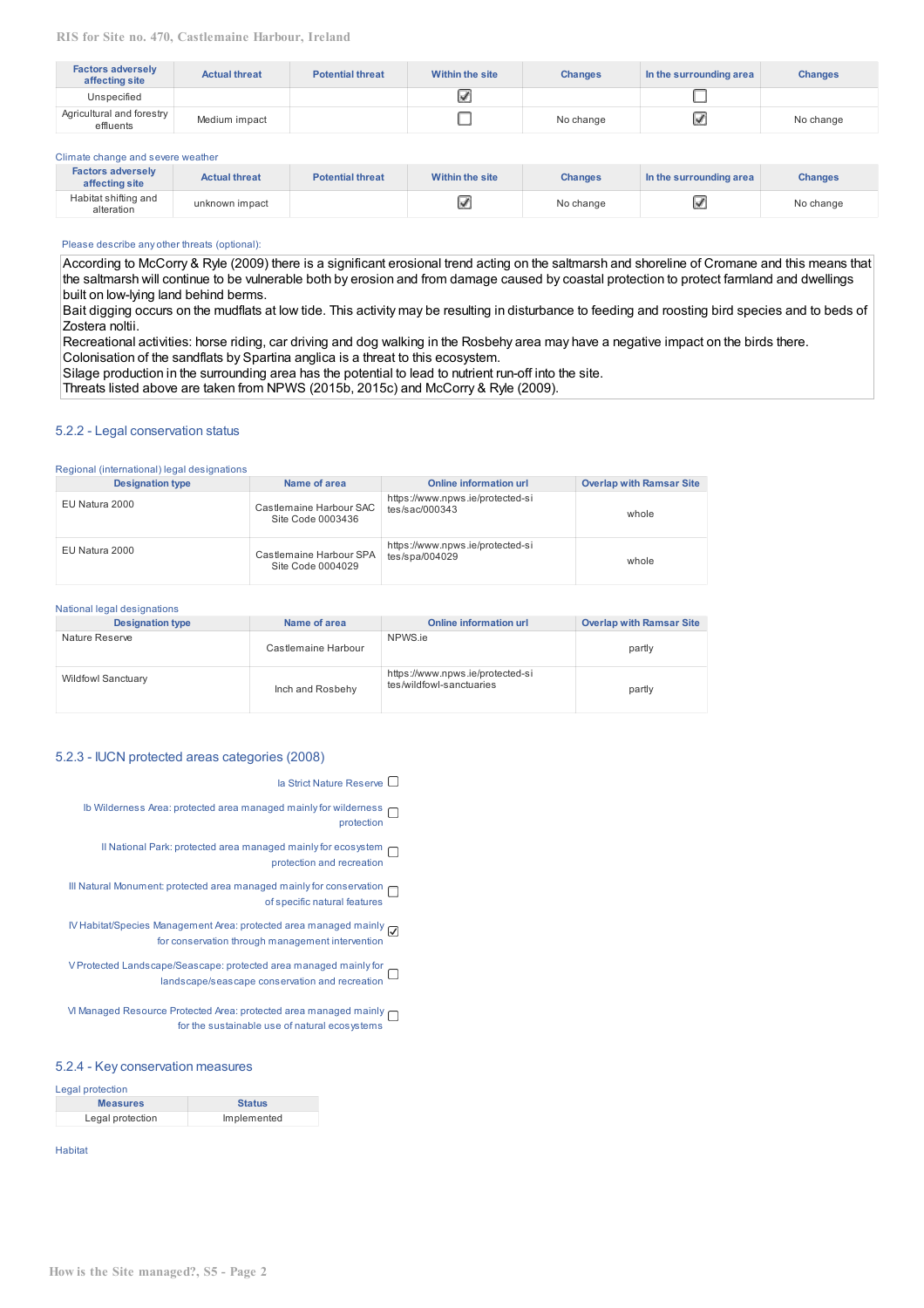| Factors adversely affecting site | Actual threat | Potential threat | Within the site | Changes | In the surrounding area | Changes |
|---|---|---|---|---|---|---|
| Unspecified | | | ☑ | | ☐ | |
| Agricultural and forestry effluents | Medium impact | | ☐ | No change | ☑ | No change |

Climate change and severe weather

| Factors adversely affecting site | Actual threat | Potential threat | Within the site | Changes | In the surrounding area | Changes |
|---|---|---|---|---|---|---|
| Habitat shifting and alteration | unknown impact | | ☑ | No change | ☑ | No change |

Please describe any other threats (optional):

According to McCorry & Ryle (2009) there is a significant erosional trend acting on the saltmarsh and shoreline of Cromane and this means that the saltmarsh will continue to be vulnerable both by erosion and from damage caused by coastal protection to protect farmland and dwellings built on low-lying land behind berms.
Bait digging occurs on the mudflats at low tide. This activity may be resulting in disturbance to feeding and roosting bird species and to beds of Zostera noltii.
Recreational activities: horse riding, car driving and dog walking in the Rosbehy area may have a negative impact on the birds there.
Colonisation of the sandflats by Spartina anglica is a threat to this ecosystem.
Silage production in the surrounding area has the potential to lead to nutrient run-off into the site.
Threats listed above are taken from NPWS (2015b, 2015c) and McCorry & Ryle (2009).

## 5.2.2 - Legal conservation status

Regional (international) legal designations

| Designation type | Name of area | Online information url | Overlap with Ramsar Site |
|---|---|---|---|
| EU Natura 2000 | Castlemaine Harbour SAC Site Code 0003436 | https://www.npws.ie/protected-sites/sac/000343 | whole |
| EU Natura 2000 | Castlemaine Harbour SPA Site Code 0004029 | https://www.npws.ie/protected-sites/spa/004029 | whole |

National legal designations

| Designation type | Name of area | Online information url | Overlap with Ramsar Site |
|---|---|---|---|
| Nature Reserve | Castlemaine Harbour | NPWS.ie | partly |
| Wildfowl Sanctuary | Inch and Rosbehy | https://www.npws.ie/protected-sites/wildfowl-sanctuaries | partly |

## 5.2.3 - IUCN protected areas categories (2008)

- ☐ Ia Strict Nature Reserve
- ☐ Ib Wilderness Area: protected area managed mainly for wilderness protection
- ☐ II National Park: protected area managed mainly for ecosystem protection and recreation
- ☐ III Natural Monument: protected area managed mainly for conservation of specific natural features
- ☑ IV Habitat/Species Management Area: protected area managed mainly for conservation through management intervention
- ☐ V Protected Landscape/Seascape: protected area managed mainly for landscape/seascape conservation and recreation
- ☐ VI Managed Resource Protected Area: protected area managed mainly for the sustainable use of natural ecosystems

## 5.2.4 - Key conservation measures

Legal protection

| Measures | Status |
|---|---|
| Legal protection | Implemented |

Habitat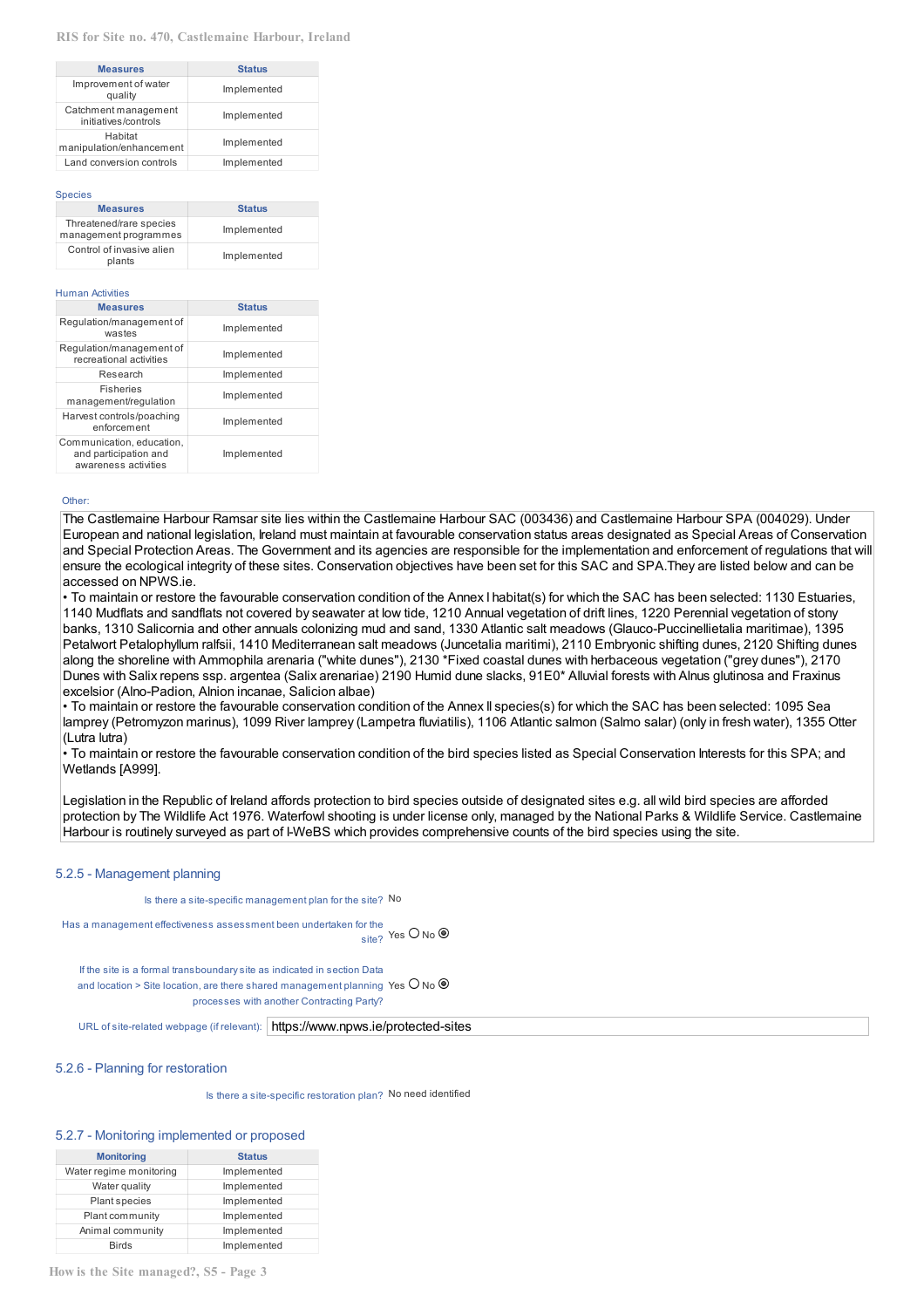| Measures | Status |
| --- | --- |
| Improvement of water quality | Implemented |
| Catchment management initiatives/controls | Implemented |
| Habitat manipulation/enhancement | Implemented |
| Land conversion controls | Implemented |

Species

| Measures | Status |
| --- | --- |
| Threatened/rare species management programmes | Implemented |
| Control of invasive alien plants | Implemented |

Human Activities

| Measures | Status |
| --- | --- |
| Regulation/management of wastes | Implemented |
| Regulation/management of recreational activities | Implemented |
| Research | Implemented |
| Fisheries management/regulation | Implemented |
| Harvest controls/poaching enforcement | Implemented |
| Communication, education, and participation and awareness activities | Implemented |

Other:

The Castlemaine Harbour Ramsar site lies within the Castlemaine Harbour SAC (003436) and Castlemaine Harbour SPA (004029). Under European and national legislation, Ireland must maintain at favourable conservation status areas designated as Special Areas of Conservation and Special Protection Areas. The Government and its agencies are responsible for the implementation and enforcement of regulations that will ensure the ecological integrity of these sites. Conservation objectives have been set for this SAC and SPA.They are listed below and can be accessed on NPWS.ie.

• To maintain or restore the favourable conservation condition of the Annex I habitat(s) for which the SAC has been selected: 1130 Estuaries, 1140 Mudflats and sandflats not covered by seawater at low tide, 1210 Annual vegetation of drift lines, 1220 Perennial vegetation of stony banks, 1310 Salicornia and other annuals colonizing mud and sand, 1330 Atlantic salt meadows (Glauco-Puccinellietalia maritimae), 1395 Petalwort Petalophyllum ralfsii, 1410 Mediterranean salt meadows (Juncetalia maritimi), 2110 Embryonic shifting dunes, 2120 Shifting dunes along the shoreline with Ammophila arenaria ("white dunes"), 2130 *Fixed coastal dunes with herbaceous vegetation ("grey dunes"), 2170 Dunes with Salix repens ssp. argentea (Salix arenariae) 2190 Humid dune slacks, 91E0* Alluvial forests with Alnus glutinosa and Fraxinus excelsior (Alno-Padion, Alnion incanae, Salicion albae)

• To maintain or restore the favourable conservation condition of the Annex II species(s) for which the SAC has been selected: 1095 Sea lamprey (Petromyzon marinus), 1099 River lamprey (Lampetra fluviatilis), 1106 Atlantic salmon (Salmo salar) (only in fresh water), 1355 Otter (Lutra lutra)

• To maintain or restore the favourable conservation condition of the bird species listed as Special Conservation Interests for this SPA; and Wetlands [A999].

Legislation in the Republic of Ireland affords protection to bird species outside of designated sites e.g. all wild bird species are afforded protection by The Wildlife Act 1976. Waterfowl shooting is under license only, managed by the National Parks & Wildlife Service. Castlemaine Harbour is routinely surveyed as part of I-WeBS which provides comprehensive counts of the bird species using the site.

## 5.2.5 - Management planning

Is there a site-specific management plan for the site? No

Has a management effectiveness assessment been undertaken for the site? Yes ○ No ◉

If the site is a formal transboundary site as indicated in section Data and location > Site location, are there shared management planning processes with another Contracting Party? Yes ○ No ◉

URL of site-related webpage (if relevant): https://www.npws.ie/protected-sites

## 5.2.6 - Planning for restoration

Is there a site-specific restoration plan? No need identified

## 5.2.7 - Monitoring implemented or proposed

| Monitoring | Status |
| --- | --- |
| Water regime monitoring | Implemented |
| Water quality | Implemented |
| Plant species | Implemented |
| Plant community | Implemented |
| Animal community | Implemented |
| Birds | Implemented |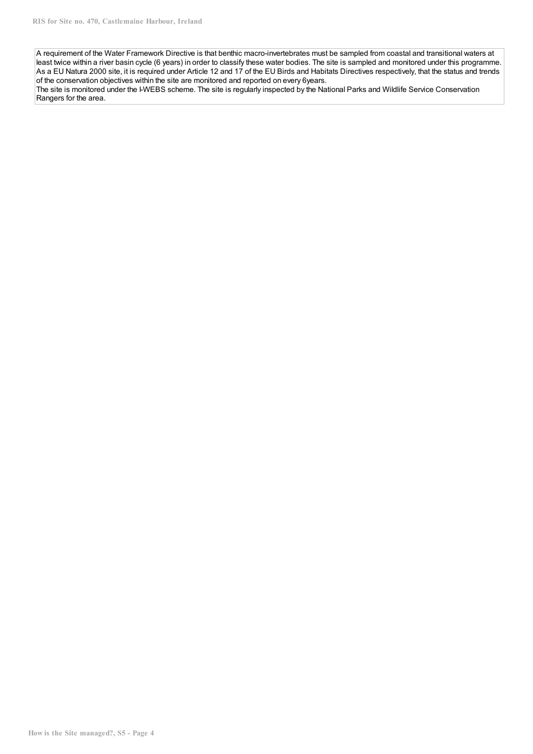A requirement of the Water Framework Directive is that benthic macro-invertebrates must be sampled from coastal and transitional waters at least twice within a river basin cycle (6 years) in order to classify these water bodies. The site is sampled and monitored under this programme.
As a EU Natura 2000 site, it is required under Article 12 and 17 of the EU Birds and Habitats Directives respectively, that the status and trends of the conservation objectives within the site are monitored and reported on every 6years.
The site is monitored under the I-WEBS scheme. The site is regularly inspected by the National Parks and Wildlife Service Conservation Rangers for the area.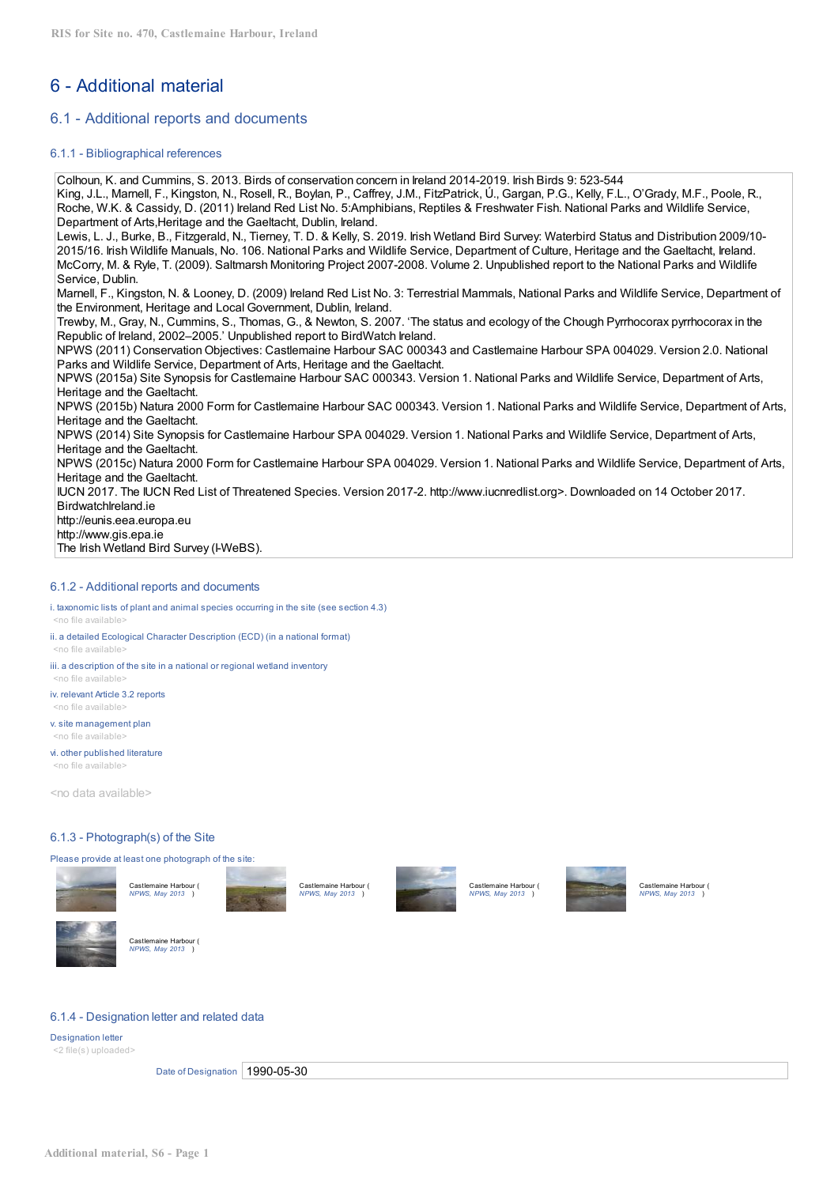# 6 - Additional material

## 6.1 - Additional reports and documents

### 6.1.1 - Bibliographical references

Colhoun, K. and Cummins, S. 2013. Birds of conservation concern in Ireland 2014-2019. Irish Birds 9: 523-544
King, J.L., Marnell, F., Kingston, N., Rosell, R., Boylan, P., Caffrey, J.M., FitzPatrick, Ú., Gargan, P.G., Kelly, F.L., O'Grady, M.F., Poole, R., Roche, W.K. & Cassidy, D. (2011) Ireland Red List No. 5:Amphibians, Reptiles & Freshwater Fish. National Parks and Wildlife Service, Department of Arts,Heritage and the Gaeltacht, Dublin, Ireland.
Lewis, L. J., Burke, B., Fitzgerald, N., Tierney, T. D. & Kelly, S. 2019. Irish Wetland Bird Survey: Waterbird Status and Distribution 2009/10-2015/16. Irish Wildlife Manuals, No. 106. National Parks and Wildlife Service, Department of Culture, Heritage and the Gaeltacht, Ireland.
McCorry, M. & Ryle, T. (2009). Saltmarsh Monitoring Project 2007-2008. Volume 2. Unpublished report to the National Parks and Wildlife Service, Dublin.
Marnell, F., Kingston, N. & Looney, D. (2009) Ireland Red List No. 3: Terrestrial Mammals, National Parks and Wildlife Service, Department of the Environment, Heritage and Local Government, Dublin, Ireland.
Trewby, M., Gray, N., Cummins, S., Thomas, G., & Newton, S. 2007. 'The status and ecology of the Chough Pyrrhocorax pyrrhocorax in the Republic of Ireland, 2002–2005.' Unpublished report to BirdWatch Ireland.
NPWS (2011) Conservation Objectives: Castlemaine Harbour SAC 000343 and Castlemaine Harbour SPA 004029. Version 2.0. National Parks and Wildlife Service, Department of Arts, Heritage and the Gaeltacht.
NPWS (2015a) Site Synopsis for Castlemaine Harbour SAC 000343. Version 1. National Parks and Wildlife Service, Department of Arts, Heritage and the Gaeltacht.
NPWS (2015b) Natura 2000 Form for Castlemaine Harbour SAC 000343. Version 1. National Parks and Wildlife Service, Department of Arts, Heritage and the Gaeltacht.
NPWS (2014) Site Synopsis for Castlemaine Harbour SPA 004029. Version 1. National Parks and Wildlife Service, Department of Arts, Heritage and the Gaeltacht.
NPWS (2015c) Natura 2000 Form for Castlemaine Harbour SPA 004029. Version 1. National Parks and Wildlife Service, Department of Arts, Heritage and the Gaeltacht.
IUCN 2017. The IUCN Red List of Threatened Species. Version 2017-2. http://www.iucnredlist.org>. Downloaded on 14 October 2017.
BirdwatchIreland.ie
http://eunis.eea.europa.eu
http://www.gis.epa.ie
The Irish Wetland Bird Survey (I-WeBS).

### 6.1.2 - Additional reports and documents

i. taxonomic lists of plant and animal species occurring in the site (see section 4.3)
<no file available>

ii. a detailed Ecological Character Description (ECD) (in a national format)
<no file available>

iii. a description of the site in a national or regional wetland inventory
<no file available>

iv. relevant Article 3.2 reports
<no file available>

v. site management plan
<no file available>

vi. other published literature
<no file available>

<no data available>

### 6.1.3 - Photograph(s) of the Site

Please provide at least one photograph of the site:

Castlemaine Harbour ( *NPWS, May 2013* )

Castlemaine Harbour ( *NPWS, May 2013* )

Castlemaine Harbour ( *NPWS, May 2013* )

Castlemaine Harbour ( *NPWS, May 2013* )

Castlemaine Harbour ( *NPWS, May 2013* )

### 6.1.4 - Designation letter and related data

Designation letter
<2 file(s) uploaded>

Date of Designation: 1990-05-30